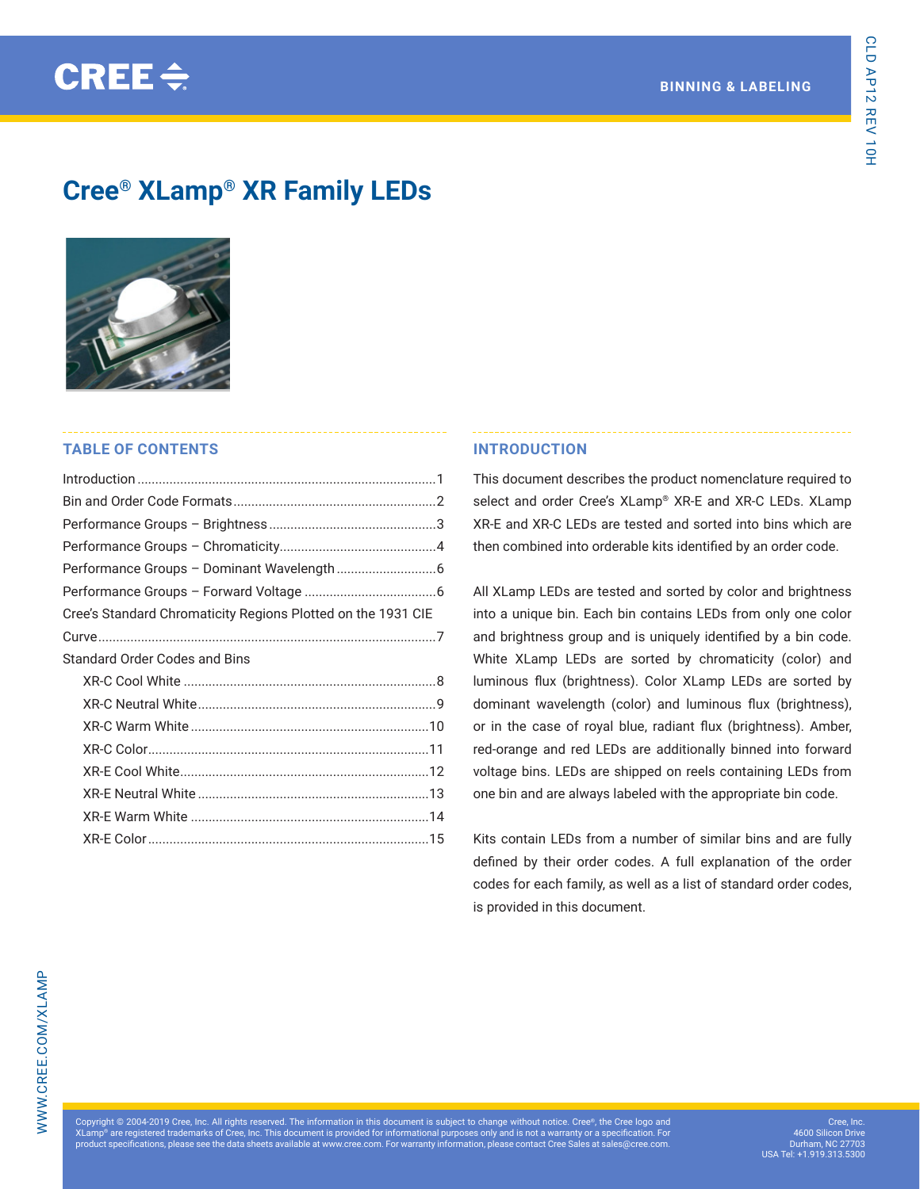# Cree® XLamp® XR Family LEDs

## TABLE OF CONTENTS

Introduction ........................................................................................1
Bin and Order Code Formats ..........................................................2
Performance Groups – Brightness ..................................................3
Performance Groups – Chromaticity ...............................................4
Performance Groups – Dominant Wavelength ...............................6
Performance Groups – Forward Voltage ........................................6
Cree's Standard Chromaticity Regions Plotted on the 1931 CIE Curve ..................................................................................................7
Standard Order Codes and Bins

- XR-C Cool White .........................................................................8
- XR-C Neutral White .....................................................................9
- XR-C Warm White .......................................................................10
- XR-C Color ..................................................................................11
- XR-E Cool White .........................................................................12
- XR-E Neutral White .....................................................................13
- XR-E Warm White .......................................................................14
- XR-E Color ..................................................................................15

## INTRODUCTION

This document describes the product nomenclature required to select and order Cree's XLamp® XR-E and XR-C LEDs. XLamp XR-E and XR-C LEDs are tested and sorted into bins which are then combined into orderable kits identified by an order code.

All XLamp LEDs are tested and sorted by color and brightness into a unique bin. Each bin contains LEDs from only one color and brightness group and is uniquely identified by a bin code. White XLamp LEDs are sorted by chromaticity (color) and luminous flux (brightness). Color XLamp LEDs are sorted by dominant wavelength (color) and luminous flux (brightness), or in the case of royal blue, radiant flux (brightness). Amber, red-orange and red LEDs are additionally binned into forward voltage bins. LEDs are shipped on reels containing LEDs from one bin and are always labeled with the appropriate bin code.

Kits contain LEDs from a number of similar bins and are fully defined by their order codes. A full explanation of the order codes for each family, as well as a list of standard order codes, is provided in this document.

Copyright © 2004-2019 Cree, Inc. All rights reserved. The information in this document is subject to change without notice. Cree®, the Cree logo and XLamp® are registered trademarks of Cree, Inc. This document is provided for informational purposes only and is not a warranty or a specification. For product specifications, please see the data sheets available at www.cree.com. For warranty information, please contact Cree Sales at sales@cree.com.

Cree, Inc.
4600 Silicon Drive
Durham, NC 27703
USA Tel: +1.919.313.5300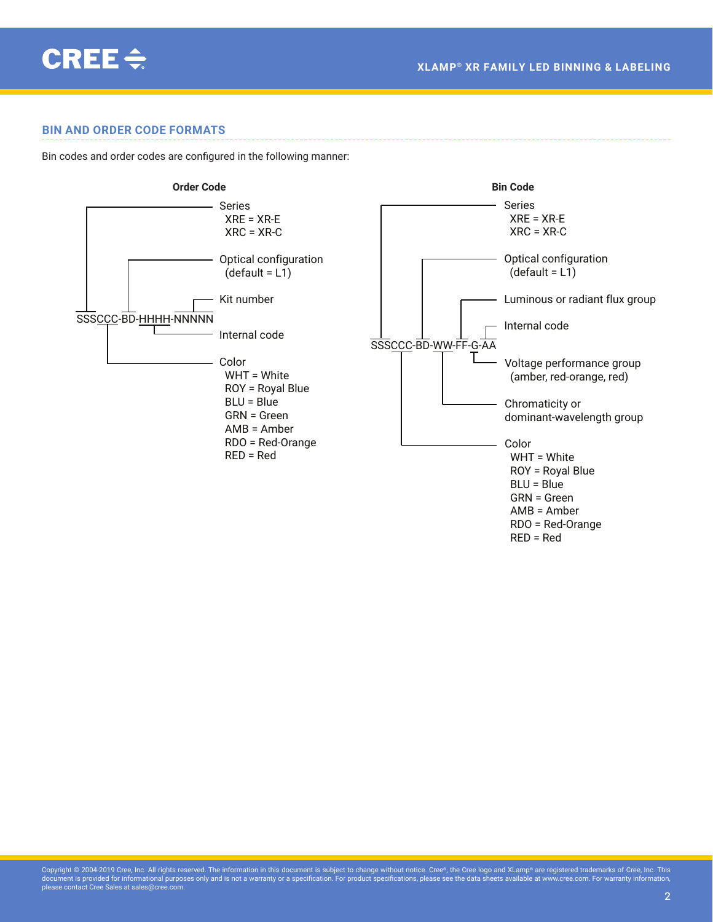## BIN AND ORDER CODE FORMATS

Bin codes and order codes are configured in the following manner:

**Order Code**

SSSCCC-BD-HHHH-NNNNN

- Series
  - XRE = XR-E
  - XRC = XR-C
- Optical configuration
  - (default = L1)
- Kit number
- Internal code
- Color
  - WHT = White
  - ROY = Royal Blue
  - BLU = Blue
  - GRN = Green
  - AMB = Amber
  - RDO = Red-Orange
  - RED = Red

**Bin Code**

SSSCCC-BD-WW-FF-G-AA

- Series
  - XRE = XR-E
  - XRC = XR-C
- Optical configuration
  - (default = L1)
- Luminous or radiant flux group
- Internal code
- Voltage performance group
  - (amber, red-orange, red)
- Chromaticity or dominant-wavelength group
- Color
  - WHT = White
  - ROY = Royal Blue
  - BLU = Blue
  - GRN = Green
  - AMB = Amber
  - RDO = Red-Orange
  - RED = Red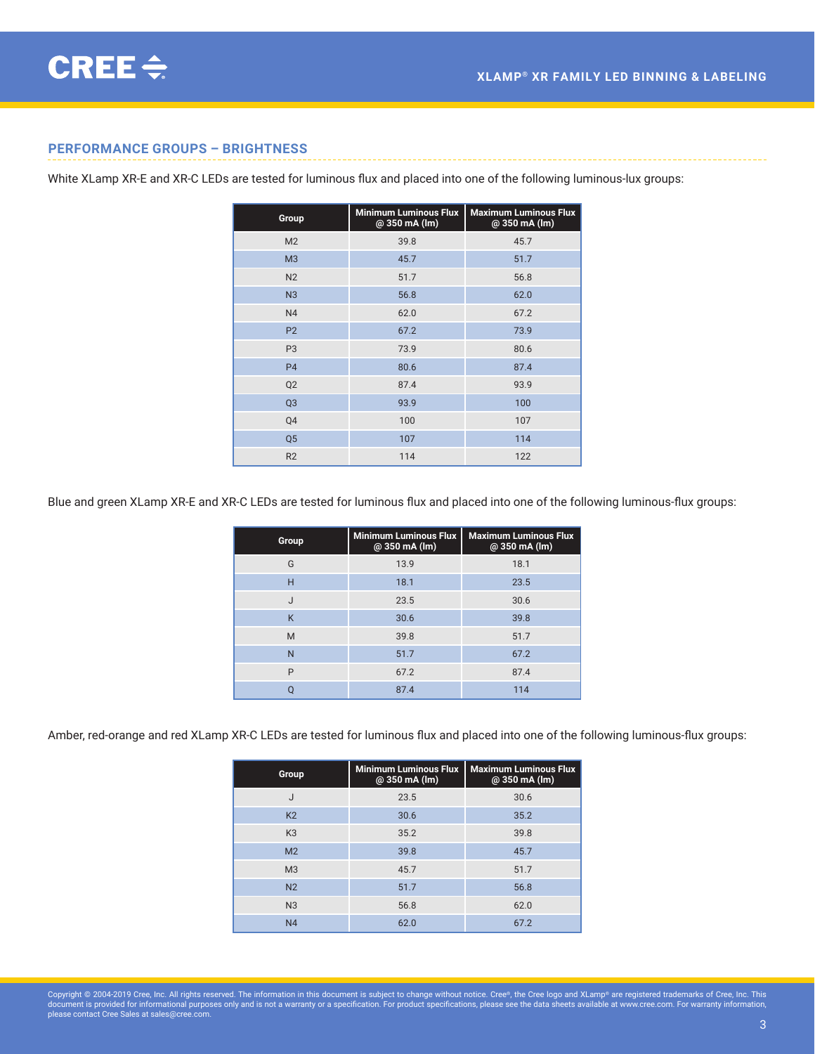## PERFORMANCE GROUPS – BRIGHTNESS

White XLamp XR-E and XR-C LEDs are tested for luminous flux and placed into one of the following luminous-lux groups:

| Group | Minimum Luminous Flux @ 350 mA (lm) | Maximum Luminous Flux @ 350 mA (lm) |
|---|---|---|
| M2 | 39.8 | 45.7 |
| M3 | 45.7 | 51.7 |
| N2 | 51.7 | 56.8 |
| N3 | 56.8 | 62.0 |
| N4 | 62.0 | 67.2 |
| P2 | 67.2 | 73.9 |
| P3 | 73.9 | 80.6 |
| P4 | 80.6 | 87.4 |
| Q2 | 87.4 | 93.9 |
| Q3 | 93.9 | 100 |
| Q4 | 100 | 107 |
| Q5 | 107 | 114 |
| R2 | 114 | 122 |

Blue and green XLamp XR-E and XR-C LEDs are tested for luminous flux and placed into one of the following luminous-flux groups:

| Group | Minimum Luminous Flux @ 350 mA (lm) | Maximum Luminous Flux @ 350 mA (lm) |
|---|---|---|
| G | 13.9 | 18.1 |
| H | 18.1 | 23.5 |
| J | 23.5 | 30.6 |
| K | 30.6 | 39.8 |
| M | 39.8 | 51.7 |
| N | 51.7 | 67.2 |
| P | 67.2 | 87.4 |
| Q | 87.4 | 114 |

Amber, red-orange and red XLamp XR-C LEDs are tested for luminous flux and placed into one of the following luminous-flux groups:

| Group | Minimum Luminous Flux @ 350 mA (lm) | Maximum Luminous Flux @ 350 mA (lm) |
|---|---|---|
| J | 23.5 | 30.6 |
| K2 | 30.6 | 35.2 |
| K3 | 35.2 | 39.8 |
| M2 | 39.8 | 45.7 |
| M3 | 45.7 | 51.7 |
| N2 | 51.7 | 56.8 |
| N3 | 56.8 | 62.0 |
| N4 | 62.0 | 67.2 |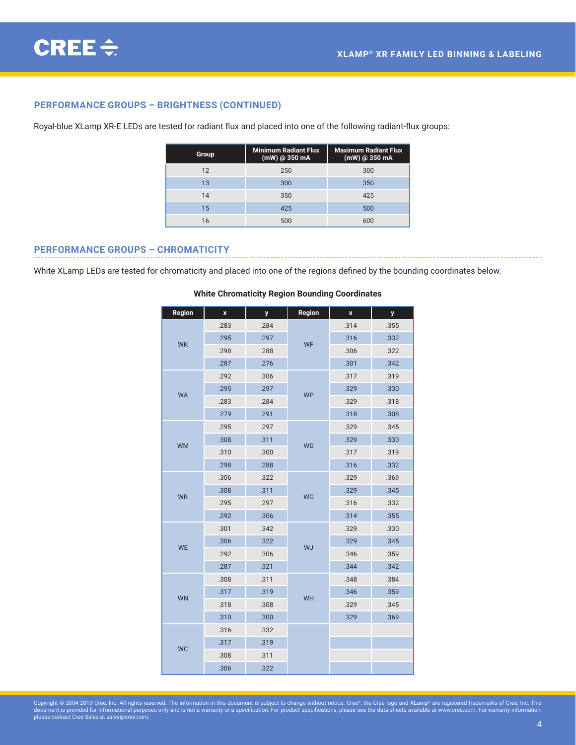## PERFORMANCE GROUPS – BRIGHTNESS (CONTINUED)

Royal-blue XLamp XR-E LEDs are tested for radiant flux and placed into one of the following radiant-flux groups:

| Group | Minimum Radiant Flux (mW) @ 350 mA | Maximum Radiant Flux (mW) @ 350 mA |
|---|---|---|
| 12 | 250 | 300 |
| 13 | 300 | 350 |
| 14 | 350 | 425 |
| 15 | 425 | 500 |
| 16 | 500 | 600 |

## PERFORMANCE GROUPS – CHROMATICITY

White XLamp LEDs are tested for chromaticity and placed into one of the regions defined by the bounding coordinates below.

**White Chromaticity Region Bounding Coordinates**

| Region | x | y | Region | x | y |
|---|---|---|---|---|---|
| WK | .283 | .284 | WF | .314 | .355 |
| | .295 | .297 | | .316 | .332 |
| | .298 | .288 | | .306 | .322 |
| | .287 | .276 | | .301 | .342 |
| WA | .292 | .306 | WP | .317 | .319 |
| | .295 | .297 | | .329 | .330 |
| | .283 | .284 | | .329 | .318 |
| | .279 | .291 | | .318 | .308 |
| WM | .295 | .297 | WD | .329 | .345 |
| | .308 | .311 | | .329 | .330 |
| | .310 | .300 | | .317 | .319 |
| | .298 | .288 | | .316 | .332 |
| WB | .306 | .322 | WG | .329 | .369 |
| | .308 | .311 | | .329 | .345 |
| | .295 | .297 | | .316 | .332 |
| | .292 | .306 | | .314 | .355 |
| WE | .301 | .342 | WJ | .329 | .330 |
| | .306 | .322 | | .329 | .345 |
| | .292 | .306 | | .346 | .359 |
| | .287 | .321 | | .344 | .342 |
| WN | .308 | .311 | WH | .348 | .384 |
| | .317 | .319 | | .346 | .359 |
| | .318 | .308 | | .329 | .345 |
| | .310 | .300 | | .329 | .369 |
| WC | .316 | .332 | | | |
| | .317 | .319 | | | |
| | .308 | .311 | | | |
| | .306 | .322 | | | |

Copyright © 2004-2019 Cree, Inc. All rights reserved. The information in this document is subject to change without notice. Cree®, the Cree logo and XLamp® are registered trademarks of Cree, Inc. This document is provided for informational purposes only and is not a warranty or a specification. For product specifications, please see the data sheets available at www.cree.com. For warranty information, please contact Cree Sales at sales@cree.com.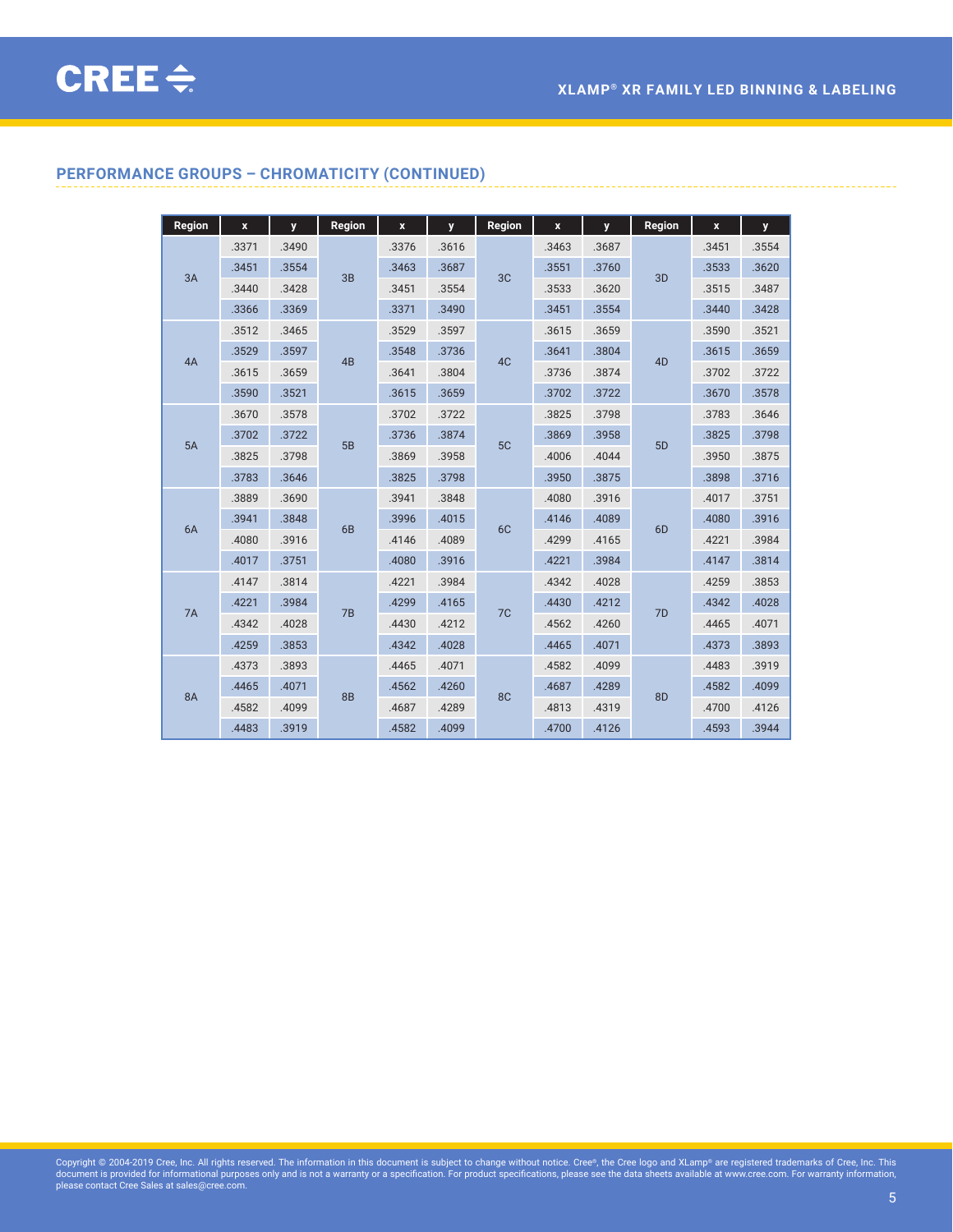## PERFORMANCE GROUPS – CHROMATICITY (CONTINUED)

| Region | x | y | Region | x | y | Region | x | y | Region | x | y |
|---|---|---|---|---|---|---|---|---|---|---|---|
| 3A | .3371 | .3490 | 3B | .3376 | .3616 | 3C | .3463 | .3687 | 3D | .3451 | .3554 |
| | .3451 | .3554 | | .3463 | .3687 | | .3551 | .3760 | | .3533 | .3620 |
| | .3440 | .3428 | | .3451 | .3554 | | .3533 | .3620 | | .3515 | .3487 |
| | .3366 | .3369 | | .3371 | .3490 | | .3451 | .3554 | | .3440 | .3428 |
| 4A | .3512 | .3465 | 4B | .3529 | .3597 | 4C | .3615 | .3659 | 4D | .3590 | .3521 |
| | .3529 | .3597 | | .3548 | .3736 | | .3641 | .3804 | | .3615 | .3659 |
| | .3615 | .3659 | | .3641 | .3804 | | .3736 | .3874 | | .3702 | .3722 |
| | .3590 | .3521 | | .3615 | .3659 | | .3702 | .3722 | | .3670 | .3578 |
| 5A | .3670 | .3578 | 5B | .3702 | .3722 | 5C | .3825 | .3798 | 5D | .3783 | .3646 |
| | .3702 | .3722 | | .3736 | .3874 | | .3869 | .3958 | | .3825 | .3798 |
| | .3825 | .3798 | | .3869 | .3958 | | .4006 | .4044 | | .3950 | .3875 |
| | .3783 | .3646 | | .3825 | .3798 | | .3950 | .3875 | | .3898 | .3716 |
| 6A | .3889 | .3690 | 6B | .3941 | .3848 | 6C | .4080 | .3916 | 6D | .4017 | .3751 |
| | .3941 | .3848 | | .3996 | .4015 | | .4146 | .4089 | | .4080 | .3916 |
| | .4080 | .3916 | | .4146 | .4089 | | .4299 | .4165 | | .4221 | .3984 |
| | .4017 | .3751 | | .4080 | .3916 | | .4221 | .3984 | | .4147 | .3814 |
| 7A | .4147 | .3814 | 7B | .4221 | .3984 | 7C | .4342 | .4028 | 7D | .4259 | .3853 |
| | .4221 | .3984 | | .4299 | .4165 | | .4430 | .4212 | | .4342 | .4028 |
| | .4342 | .4028 | | .4430 | .4212 | | .4562 | .4260 | | .4465 | .4071 |
| | .4259 | .3853 | | .4342 | .4028 | | .4465 | .4071 | | .4373 | .3893 |
| 8A | .4373 | .3893 | 8B | .4465 | .4071 | 8C | .4582 | .4099 | 8D | .4483 | .3919 |
| | .4465 | .4071 | | .4562 | .4260 | | .4687 | .4289 | | .4582 | .4099 |
| | .4582 | .4099 | | .4687 | .4289 | | .4813 | .4319 | | .4700 | .4126 |
| | .4483 | .3919 | | .4582 | .4099 | | .4700 | .4126 | | .4593 | .3944 |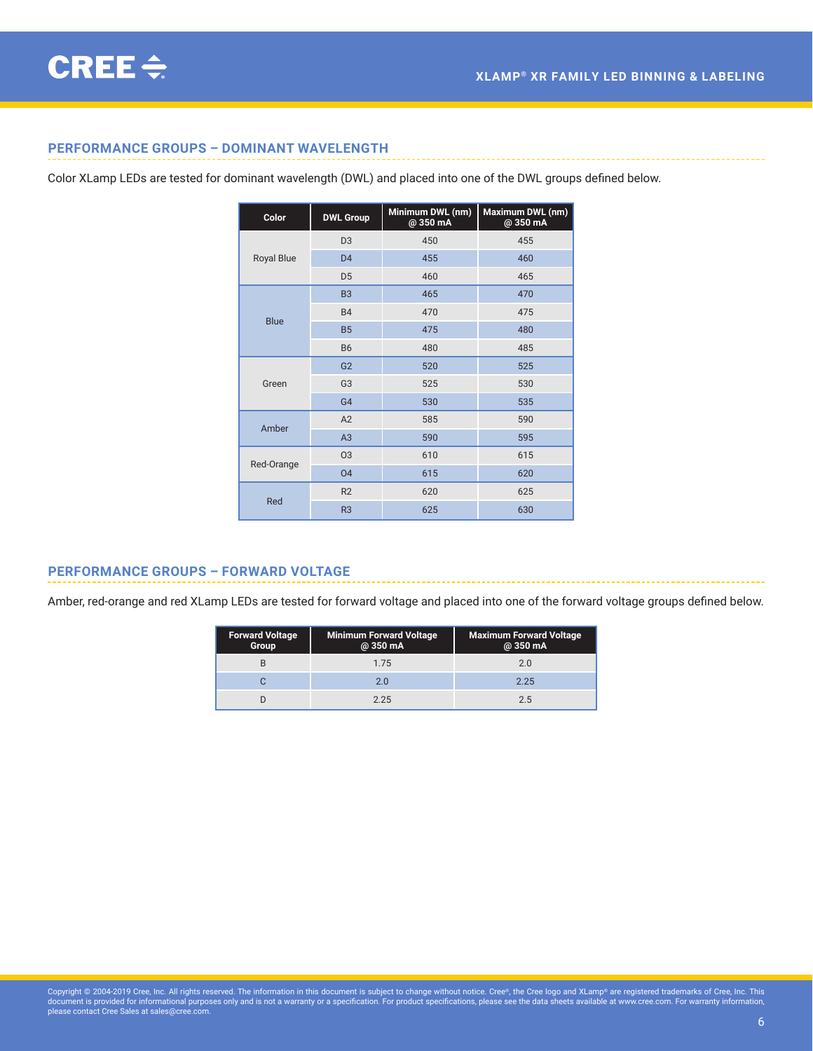## PERFORMANCE GROUPS – DOMINANT WAVELENGTH

Color XLamp LEDs are tested for dominant wavelength (DWL) and placed into one of the DWL groups defined below.

| Color | DWL Group | Minimum DWL (nm) @ 350 mA | Maximum DWL (nm) @ 350 mA |
|---|---|---|---|
| Royal Blue | D3 | 450 | 455 |
| | D4 | 455 | 460 |
| | D5 | 460 | 465 |
| Blue | B3 | 465 | 470 |
| | B4 | 470 | 475 |
| | B5 | 475 | 480 |
| | B6 | 480 | 485 |
| Green | G2 | 520 | 525 |
| | G3 | 525 | 530 |
| | G4 | 530 | 535 |
| Amber | A2 | 585 | 590 |
| | A3 | 590 | 595 |
| Red-Orange | O3 | 610 | 615 |
| | O4 | 615 | 620 |
| Red | R2 | 620 | 625 |
| | R3 | 625 | 630 |

## PERFORMANCE GROUPS – FORWARD VOLTAGE

Amber, red-orange and red XLamp LEDs are tested for forward voltage and placed into one of the forward voltage groups defined below.

| Forward Voltage Group | Minimum Forward Voltage @ 350 mA | Maximum Forward Voltage @ 350 mA |
|---|---|---|
| B | 1.75 | 2.0 |
| C | 2.0 | 2.25 |
| D | 2.25 | 2.5 |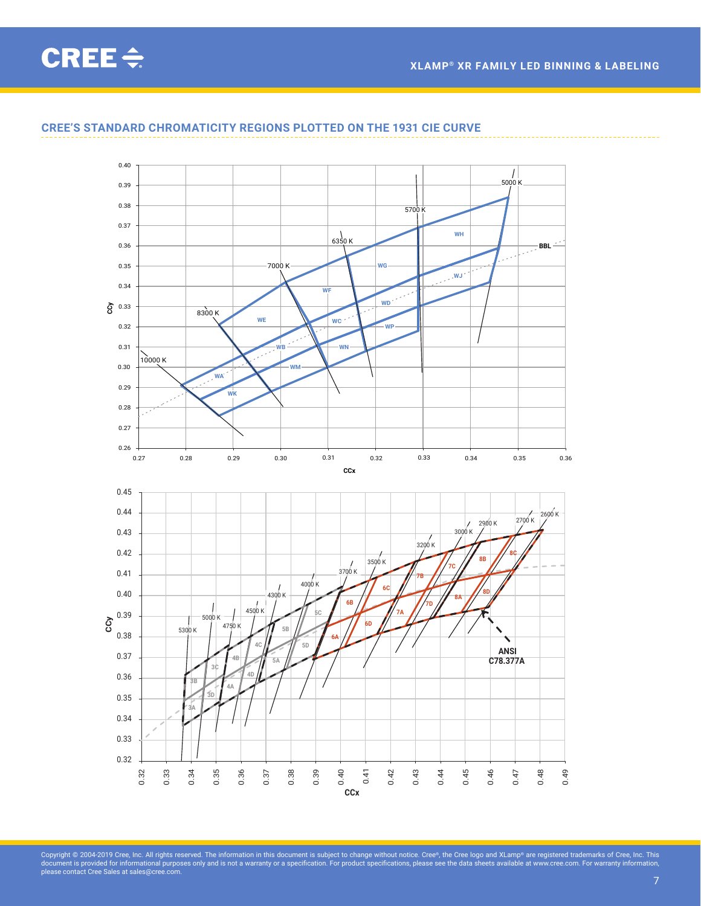## CREE'S STANDARD CHROMATICITY REGIONS PLOTTED ON THE 1931 CIE CURVE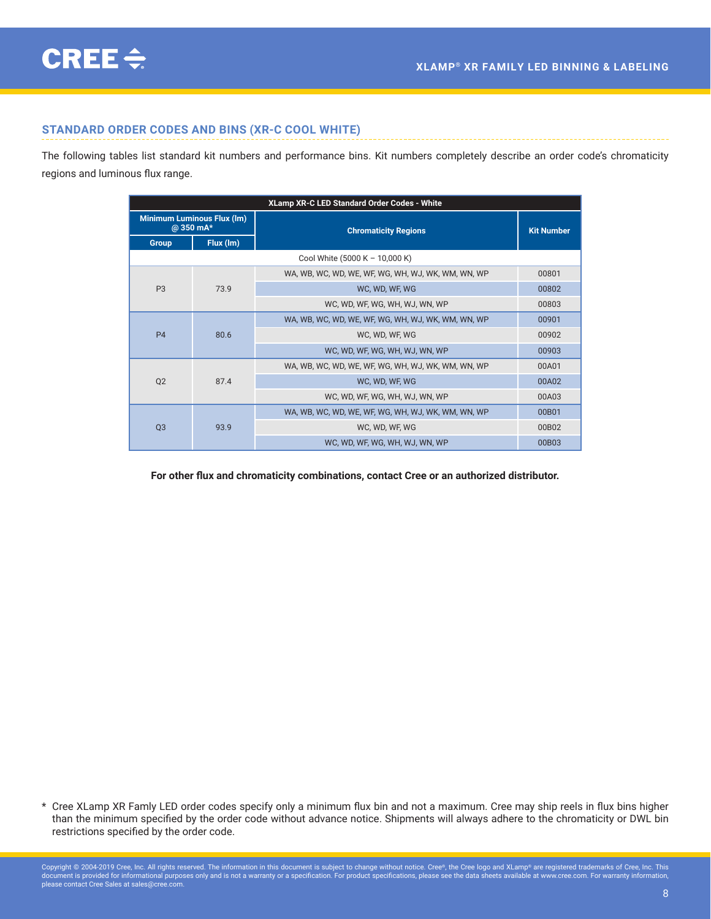## STANDARD ORDER CODES AND BINS (XR-C COOL WHITE)

The following tables list standard kit numbers and performance bins. Kit numbers completely describe an order code's chromaticity regions and luminous flux range.

| XLamp XR-C LED Standard Order Codes - White | | | |
|---|---|---|---|
| Minimum Luminous Flux (lm) @ 350 mA* | | Chromaticity Regions | Kit Number |
| Group | Flux (lm) | | |
| Cool White (5000 K – 10,000 K) | | | |
| P3 | 73.9 | WA, WB, WC, WD, WE, WF, WG, WH, WJ, WK, WM, WN, WP | 00801 |
| | | WC, WD, WF, WG | 00802 |
| | | WC, WD, WF, WG, WH, WJ, WN, WP | 00803 |
| P4 | 80.6 | WA, WB, WC, WD, WE, WF, WG, WH, WJ, WK, WM, WN, WP | 00901 |
| | | WC, WD, WF, WG | 00902 |
| | | WC, WD, WF, WG, WH, WJ, WN, WP | 00903 |
| Q2 | 87.4 | WA, WB, WC, WD, WE, WF, WG, WH, WJ, WK, WM, WN, WP | 00A01 |
| | | WC, WD, WF, WG | 00A02 |
| | | WC, WD, WF, WG, WH, WJ, WN, WP | 00A03 |
| Q3 | 93.9 | WA, WB, WC, WD, WE, WF, WG, WH, WJ, WK, WM, WN, WP | 00B01 |
| | | WC, WD, WF, WG | 00B02 |
| | | WC, WD, WF, WG, WH, WJ, WN, WP | 00B03 |

**For other flux and chromaticity combinations, contact Cree or an authorized distributor.**

\* Cree XLamp XR Famly LED order codes specify only a minimum flux bin and not a maximum. Cree may ship reels in flux bins higher than the minimum specified by the order code without advance notice. Shipments will always adhere to the chromaticity or DWL bin restrictions specified by the order code.

Copyright © 2004-2019 Cree, Inc. All rights reserved. The information in this document is subject to change without notice. Cree®, the Cree logo and XLamp® are registered trademarks of Cree, Inc. This document is provided for informational purposes only and is not a warranty or a specification. For product specifications, please see the data sheets available at www.cree.com. For warranty information, please contact Cree Sales at sales@cree.com.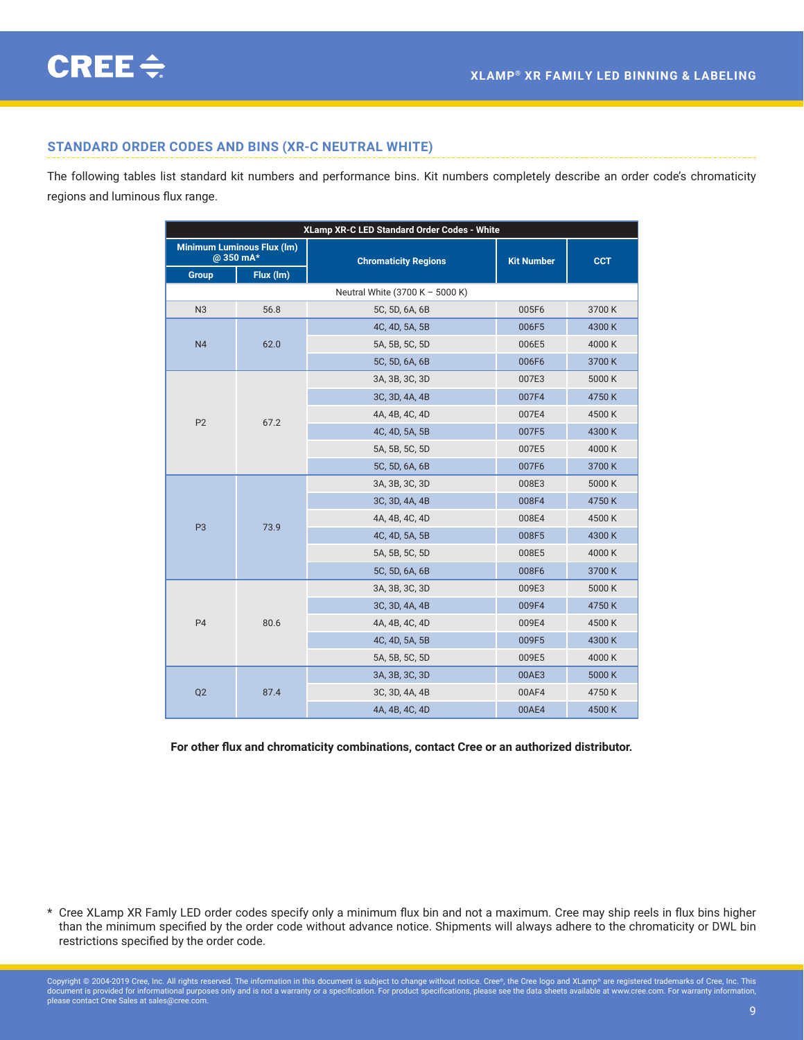## STANDARD ORDER CODES AND BINS (XR-C NEUTRAL WHITE)

The following tables list standard kit numbers and performance bins. Kit numbers completely describe an order code's chromaticity regions and luminous flux range.

| XLamp XR-C LED Standard Order Codes - White | | | | |
|---|---|---|---|---|
| Minimum Luminous Flux (lm) @ 350 mA* | | Chromaticity Regions | Kit Number | CCT |
| Group | Flux (lm) | | | |
| Neutral White (3700 K – 5000 K) | | | | |
| N3 | 56.8 | 5C, 5D, 6A, 6B | 005F6 | 3700 K |
| N4 | 62.0 | 4C, 4D, 5A, 5B | 006F5 | 4300 K |
| | | 5A, 5B, 5C, 5D | 006E5 | 4000 K |
| | | 5C, 5D, 6A, 6B | 006F6 | 3700 K |
| P2 | 67.2 | 3A, 3B, 3C, 3D | 007E3 | 5000 K |
| | | 3C, 3D, 4A, 4B | 007F4 | 4750 K |
| | | 4A, 4B, 4C, 4D | 007E4 | 4500 K |
| | | 4C, 4D, 5A, 5B | 007F5 | 4300 K |
| | | 5A, 5B, 5C, 5D | 007E5 | 4000 K |
| | | 5C, 5D, 6A, 6B | 007F6 | 3700 K |
| P3 | 73.9 | 3A, 3B, 3C, 3D | 008E3 | 5000 K |
| | | 3C, 3D, 4A, 4B | 008F4 | 4750 K |
| | | 4A, 4B, 4C, 4D | 008E4 | 4500 K |
| | | 4C, 4D, 5A, 5B | 008F5 | 4300 K |
| | | 5A, 5B, 5C, 5D | 008E5 | 4000 K |
| | | 5C, 5D, 6A, 6B | 008F6 | 3700 K |
| P4 | 80.6 | 3A, 3B, 3C, 3D | 009E3 | 5000 K |
| | | 3C, 3D, 4A, 4B | 009F4 | 4750 K |
| | | 4A, 4B, 4C, 4D | 009E4 | 4500 K |
| | | 4C, 4D, 5A, 5B | 009F5 | 4300 K |
| | | 5A, 5B, 5C, 5D | 009E5 | 4000 K |
| Q2 | 87.4 | 3A, 3B, 3C, 3D | 00AE3 | 5000 K |
| | | 3C, 3D, 4A, 4B | 00AF4 | 4750 K |
| | | 4A, 4B, 4C, 4D | 00AE4 | 4500 K |

**For other flux and chromaticity combinations, contact Cree or an authorized distributor.**

\* Cree XLamp XR Famly LED order codes specify only a minimum flux bin and not a maximum. Cree may ship reels in flux bins higher than the minimum specified by the order code without advance notice. Shipments will always adhere to the chromaticity or DWL bin restrictions specified by the order code.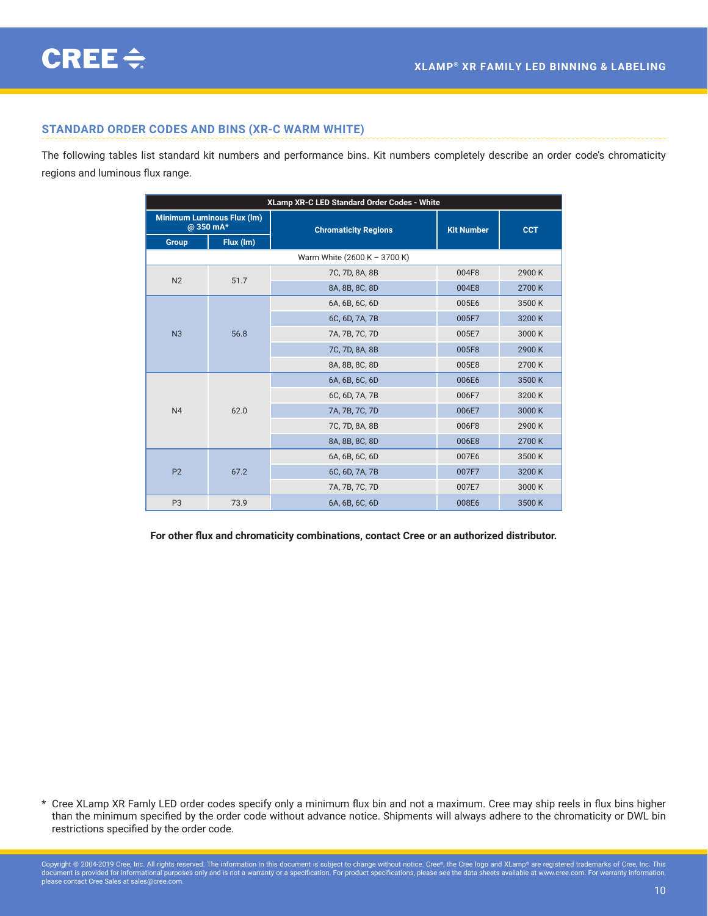## STANDARD ORDER CODES AND BINS (XR-C WARM WHITE)

The following tables list standard kit numbers and performance bins. Kit numbers completely describe an order code's chromaticity regions and luminous flux range.

| XLamp XR-C LED Standard Order Codes - White | | | | |
|---|---|---|---|---|
| Minimum Luminous Flux (lm) @ 350 mA* | | Chromaticity Regions | Kit Number | CCT |
| Group | Flux (lm) | | | |
| Warm White (2600 K – 3700 K) | | | | |
| N2 | 51.7 | 7C, 7D, 8A, 8B | 004F8 | 2900 K |
| | | 8A, 8B, 8C, 8D | 004E8 | 2700 K |
| N3 | 56.8 | 6A, 6B, 6C, 6D | 005E6 | 3500 K |
| | | 6C, 6D, 7A, 7B | 005F7 | 3200 K |
| | | 7A, 7B, 7C, 7D | 005E7 | 3000 K |
| | | 7C, 7D, 8A, 8B | 005F8 | 2900 K |
| | | 8A, 8B, 8C, 8D | 005E8 | 2700 K |
| N4 | 62.0 | 6A, 6B, 6C, 6D | 006E6 | 3500 K |
| | | 6C, 6D, 7A, 7B | 006F7 | 3200 K |
| | | 7A, 7B, 7C, 7D | 006E7 | 3000 K |
| | | 7C, 7D, 8A, 8B | 006F8 | 2900 K |
| | | 8A, 8B, 8C, 8D | 006E8 | 2700 K |
| P2 | 67.2 | 6A, 6B, 6C, 6D | 007E6 | 3500 K |
| | | 6C, 6D, 7A, 7B | 007F7 | 3200 K |
| | | 7A, 7B, 7C, 7D | 007E7 | 3000 K |
| P3 | 73.9 | 6A, 6B, 6C, 6D | 008E6 | 3500 K |

**For other flux and chromaticity combinations, contact Cree or an authorized distributor.**

\* Cree XLamp XR Famly LED order codes specify only a minimum flux bin and not a maximum. Cree may ship reels in flux bins higher than the minimum specified by the order code without advance notice. Shipments will always adhere to the chromaticity or DWL bin restrictions specified by the order code.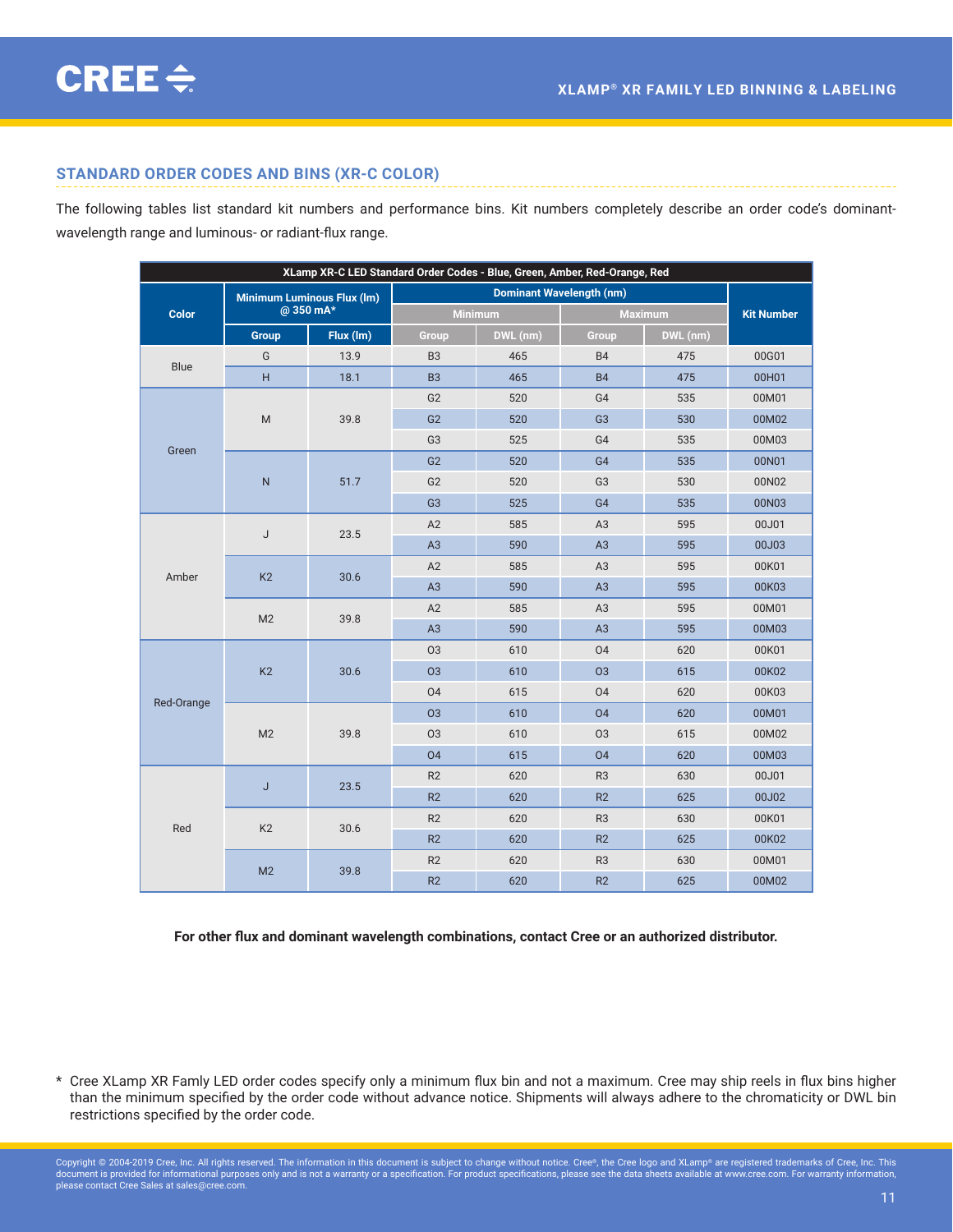## STANDARD ORDER CODES AND BINS (XR-C COLOR)

The following tables list standard kit numbers and performance bins. Kit numbers completely describe an order code's dominant-wavelength range and luminous- or radiant-flux range.

**XLamp XR-C LED Standard Order Codes - Blue, Green, Amber, Red-Orange, Red**

| Color | Minimum Luminous Flux (lm) @ 350 mA* | | Dominant Wavelength (nm) | | | | Kit Number |
|---|---|---|---|---|---|---|---|
| | | | Minimum | | Maximum | | |
| | Group | Flux (lm) | Group | DWL (nm) | Group | DWL (nm) | |
| Blue | G | 13.9 | B3 | 465 | B4 | 475 | 00G01 |
| | H | 18.1 | B3 | 465 | B4 | 475 | 00H01 |
| Green | M | 39.8 | G2 | 520 | G4 | 535 | 00M01 |
| | | | G2 | 520 | G3 | 530 | 00M02 |
| | | | G3 | 525 | G4 | 535 | 00M03 |
| | N | 51.7 | G2 | 520 | G4 | 535 | 00N01 |
| | | | G2 | 520 | G3 | 530 | 00N02 |
| | | | G3 | 525 | G4 | 535 | 00N03 |
| Amber | J | 23.5 | A2 | 585 | A3 | 595 | 00J01 |
| | | | A3 | 590 | A3 | 595 | 00J03 |
| | K2 | 30.6 | A2 | 585 | A3 | 595 | 00K01 |
| | | | A3 | 590 | A3 | 595 | 00K03 |
| | M2 | 39.8 | A2 | 585 | A3 | 595 | 00M01 |
| | | | A3 | 590 | A3 | 595 | 00M03 |
| Red-Orange | K2 | 30.6 | O3 | 610 | O4 | 620 | 00K01 |
| | | | O3 | 610 | O3 | 615 | 00K02 |
| | | | O4 | 615 | O4 | 620 | 00K03 |
| | M2 | 39.8 | O3 | 610 | O4 | 620 | 00M01 |
| | | | O3 | 610 | O3 | 615 | 00M02 |
| | | | O4 | 615 | O4 | 620 | 00M03 |
| Red | J | 23.5 | R2 | 620 | R3 | 630 | 00J01 |
| | | | R2 | 620 | R2 | 625 | 00J02 |
| | K2 | 30.6 | R2 | 620 | R3 | 630 | 00K01 |
| | | | R2 | 620 | R2 | 625 | 00K02 |
| | M2 | 39.8 | R2 | 620 | R3 | 630 | 00M01 |
| | | | R2 | 620 | R2 | 625 | 00M02 |

**For other flux and dominant wavelength combinations, contact Cree or an authorized distributor.**

* Cree XLamp XR Famly LED order codes specify only a minimum flux bin and not a maximum. Cree may ship reels in flux bins higher than the minimum specified by the order code without advance notice. Shipments will always adhere to the chromaticity or DWL bin restrictions specified by the order code.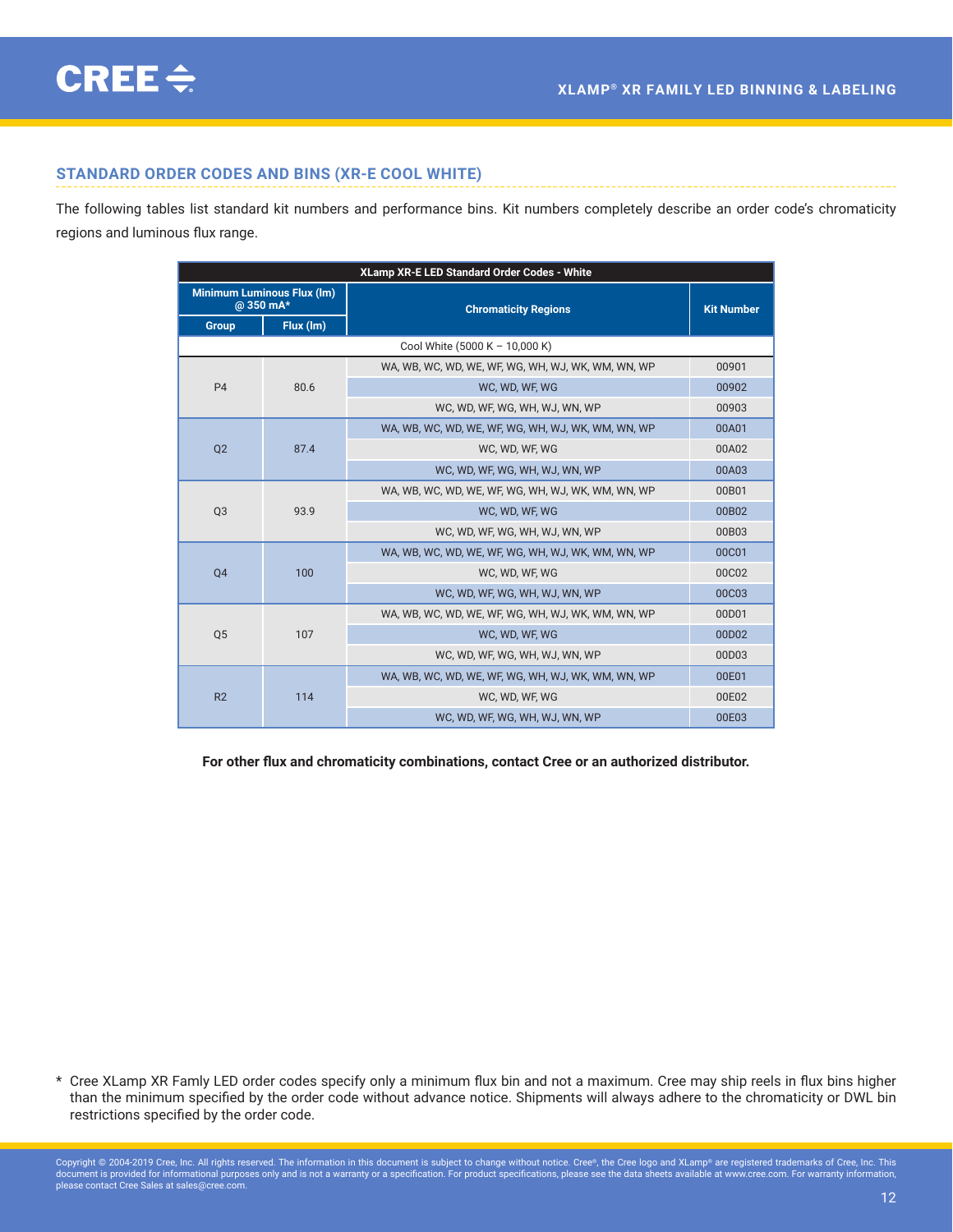## STANDARD ORDER CODES AND BINS (XR-E COOL WHITE)

The following tables list standard kit numbers and performance bins. Kit numbers completely describe an order code's chromaticity regions and luminous flux range.

| XLamp XR-E LED Standard Order Codes - White | | | |
|---|---|---|---|
| Minimum Luminous Flux (lm) @ 350 mA* | | Chromaticity Regions | Kit Number |
| Group | Flux (lm) | | |
| Cool White (5000 K – 10,000 K) | | | |
| P4 | 80.6 | WA, WB, WC, WD, WE, WF, WG, WH, WJ, WK, WM, WN, WP | 00901 |
| | | WC, WD, WF, WG | 00902 |
| | | WC, WD, WF, WG, WH, WJ, WN, WP | 00903 |
| Q2 | 87.4 | WA, WB, WC, WD, WE, WF, WG, WH, WJ, WK, WM, WN, WP | 00A01 |
| | | WC, WD, WF, WG | 00A02 |
| | | WC, WD, WF, WG, WH, WJ, WN, WP | 00A03 |
| Q3 | 93.9 | WA, WB, WC, WD, WE, WF, WG, WH, WJ, WK, WM, WN, WP | 00B01 |
| | | WC, WD, WF, WG | 00B02 |
| | | WC, WD, WF, WG, WH, WJ, WN, WP | 00B03 |
| Q4 | 100 | WA, WB, WC, WD, WE, WF, WG, WH, WJ, WK, WM, WN, WP | 00C01 |
| | | WC, WD, WF, WG | 00C02 |
| | | WC, WD, WF, WG, WH, WJ, WN, WP | 00C03 |
| Q5 | 107 | WA, WB, WC, WD, WE, WF, WG, WH, WJ, WK, WM, WN, WP | 00D01 |
| | | WC, WD, WF, WG | 00D02 |
| | | WC, WD, WF, WG, WH, WJ, WN, WP | 00D03 |
| R2 | 114 | WA, WB, WC, WD, WE, WF, WG, WH, WJ, WK, WM, WN, WP | 00E01 |
| | | WC, WD, WF, WG | 00E02 |
| | | WC, WD, WF, WG, WH, WJ, WN, WP | 00E03 |

**For other flux and chromaticity combinations, contact Cree or an authorized distributor.**

\* Cree XLamp XR Famly LED order codes specify only a minimum flux bin and not a maximum. Cree may ship reels in flux bins higher than the minimum specified by the order code without advance notice. Shipments will always adhere to the chromaticity or DWL bin restrictions specified by the order code.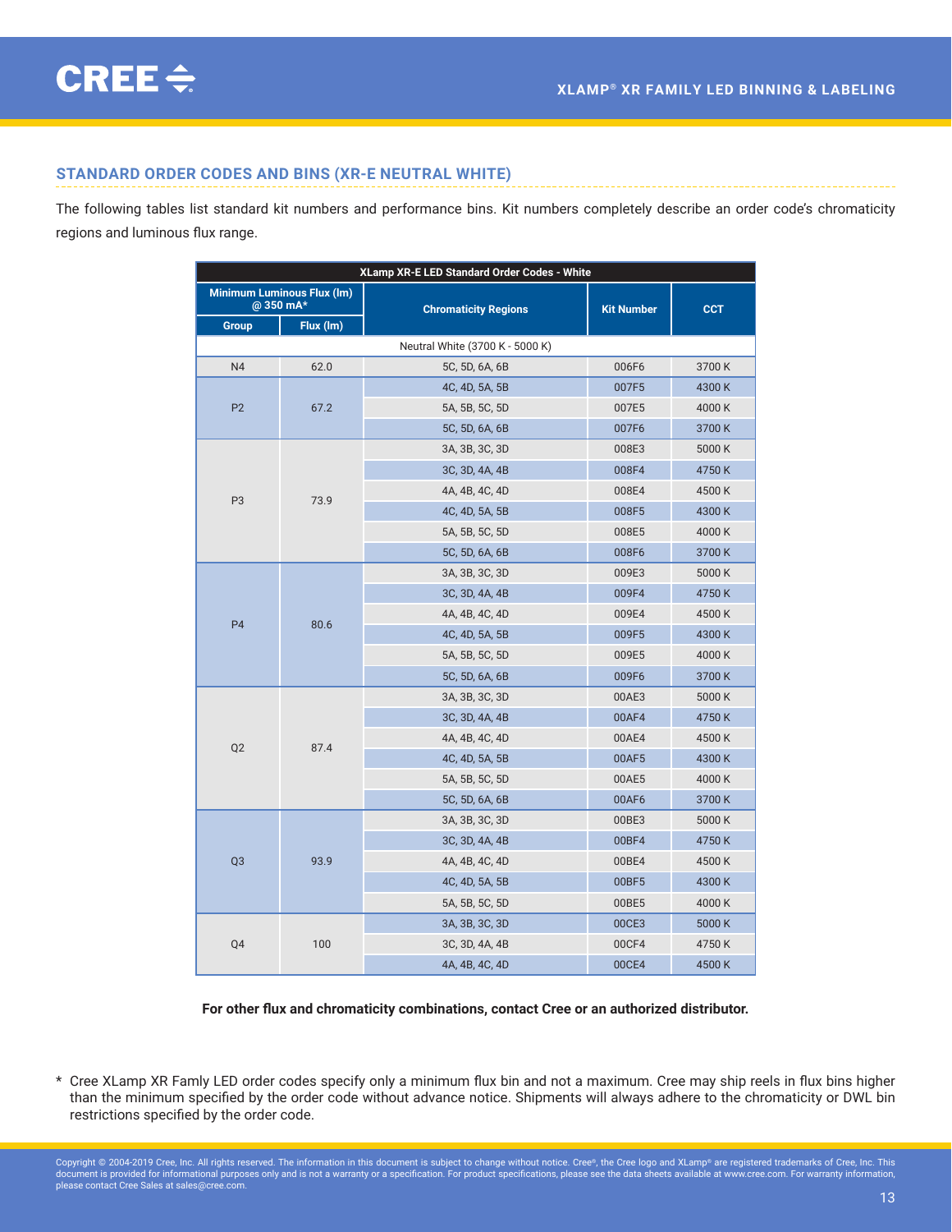## STANDARD ORDER CODES AND BINS (XR-E NEUTRAL WHITE)

The following tables list standard kit numbers and performance bins. Kit numbers completely describe an order code's chromaticity regions and luminous flux range.

| XLamp XR-E LED Standard Order Codes - White | | | | |
|---|---|---|---|---|
| Minimum Luminous Flux (lm) @ 350 mA* | | Chromaticity Regions | Kit Number | CCT |
| Group | Flux (lm) | | | |
| Neutral White (3700 K - 5000 K) | | | | |
| N4 | 62.0 | 5C, 5D, 6A, 6B | 006F6 | 3700 K |
| P2 | 67.2 | 4C, 4D, 5A, 5B | 007F5 | 4300 K |
| | | 5A, 5B, 5C, 5D | 007E5 | 4000 K |
| | | 5C, 5D, 6A, 6B | 007F6 | 3700 K |
| P3 | 73.9 | 3A, 3B, 3C, 3D | 008E3 | 5000 K |
| | | 3C, 3D, 4A, 4B | 008F4 | 4750 K |
| | | 4A, 4B, 4C, 4D | 008E4 | 4500 K |
| | | 4C, 4D, 5A, 5B | 008F5 | 4300 K |
| | | 5A, 5B, 5C, 5D | 008E5 | 4000 K |
| | | 5C, 5D, 6A, 6B | 008F6 | 3700 K |
| P4 | 80.6 | 3A, 3B, 3C, 3D | 009E3 | 5000 K |
| | | 3C, 3D, 4A, 4B | 009F4 | 4750 K |
| | | 4A, 4B, 4C, 4D | 009E4 | 4500 K |
| | | 4C, 4D, 5A, 5B | 009F5 | 4300 K |
| | | 5A, 5B, 5C, 5D | 009E5 | 4000 K |
| | | 5C, 5D, 6A, 6B | 009F6 | 3700 K |
| Q2 | 87.4 | 3A, 3B, 3C, 3D | 00AE3 | 5000 K |
| | | 3C, 3D, 4A, 4B | 00AF4 | 4750 K |
| | | 4A, 4B, 4C, 4D | 00AE4 | 4500 K |
| | | 4C, 4D, 5A, 5B | 00AF5 | 4300 K |
| | | 5A, 5B, 5C, 5D | 00AE5 | 4000 K |
| | | 5C, 5D, 6A, 6B | 00AF6 | 3700 K |
| Q3 | 93.9 | 3A, 3B, 3C, 3D | 00BE3 | 5000 K |
| | | 3C, 3D, 4A, 4B | 00BF4 | 4750 K |
| | | 4A, 4B, 4C, 4D | 00BE4 | 4500 K |
| | | 4C, 4D, 5A, 5B | 00BF5 | 4300 K |
| | | 5A, 5B, 5C, 5D | 00BE5 | 4000 K |
| Q4 | 100 | 3A, 3B, 3C, 3D | 00CE3 | 5000 K |
| | | 3C, 3D, 4A, 4B | 00CF4 | 4750 K |
| | | 4A, 4B, 4C, 4D | 00CE4 | 4500 K |

**For other flux and chromaticity combinations, contact Cree or an authorized distributor.**

\* Cree XLamp XR Famly LED order codes specify only a minimum flux bin and not a maximum. Cree may ship reels in flux bins higher than the minimum specified by the order code without advance notice. Shipments will always adhere to the chromaticity or DWL bin restrictions specified by the order code.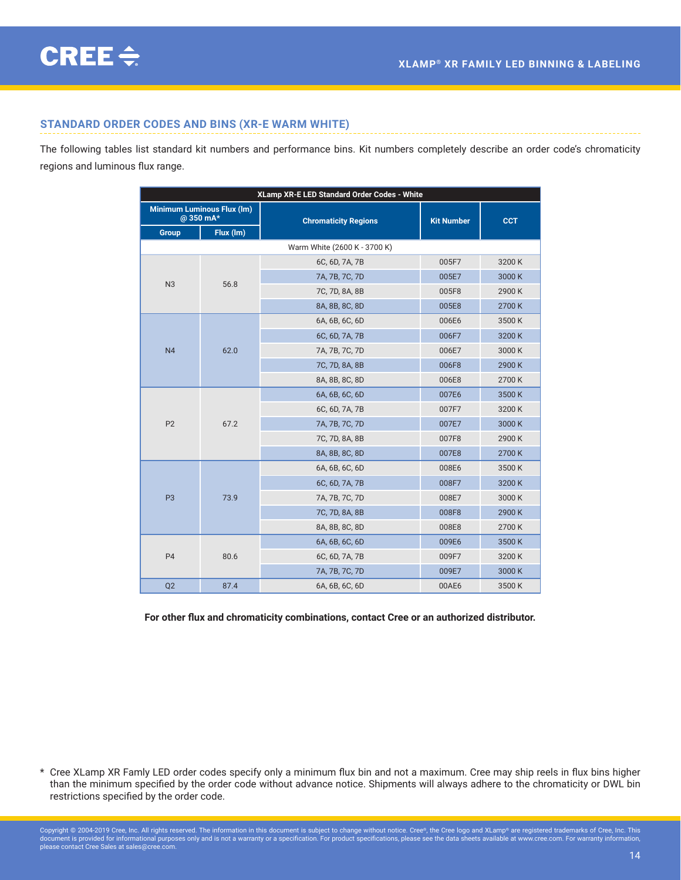## STANDARD ORDER CODES AND BINS (XR-E WARM WHITE)

The following tables list standard kit numbers and performance bins. Kit numbers completely describe an order code's chromaticity regions and luminous flux range.

| XLamp XR-E LED Standard Order Codes - White | | | | |
|---|---|---|---|---|
| Minimum Luminous Flux (lm) @ 350 mA* | | Chromaticity Regions | Kit Number | CCT |
| Group | Flux (lm) | | | |
| Warm White (2600 K - 3700 K) | | | | |
| N3 | 56.8 | 6C, 6D, 7A, 7B | 005F7 | 3200 K |
| | | 7A, 7B, 7C, 7D | 005E7 | 3000 K |
| | | 7C, 7D, 8A, 8B | 005F8 | 2900 K |
| | | 8A, 8B, 8C, 8D | 005E8 | 2700 K |
| N4 | 62.0 | 6A, 6B, 6C, 6D | 006E6 | 3500 K |
| | | 6C, 6D, 7A, 7B | 006F7 | 3200 K |
| | | 7A, 7B, 7C, 7D | 006E7 | 3000 K |
| | | 7C, 7D, 8A, 8B | 006F8 | 2900 K |
| | | 8A, 8B, 8C, 8D | 006E8 | 2700 K |
| P2 | 67.2 | 6A, 6B, 6C, 6D | 007E6 | 3500 K |
| | | 6C, 6D, 7A, 7B | 007F7 | 3200 K |
| | | 7A, 7B, 7C, 7D | 007E7 | 3000 K |
| | | 7C, 7D, 8A, 8B | 007F8 | 2900 K |
| | | 8A, 8B, 8C, 8D | 007E8 | 2700 K |
| P3 | 73.9 | 6A, 6B, 6C, 6D | 008E6 | 3500 K |
| | | 6C, 6D, 7A, 7B | 008F7 | 3200 K |
| | | 7A, 7B, 7C, 7D | 008E7 | 3000 K |
| | | 7C, 7D, 8A, 8B | 008F8 | 2900 K |
| | | 8A, 8B, 8C, 8D | 008E8 | 2700 K |
| P4 | 80.6 | 6A, 6B, 6C, 6D | 009E6 | 3500 K |
| | | 6C, 6D, 7A, 7B | 009F7 | 3200 K |
| | | 7A, 7B, 7C, 7D | 009E7 | 3000 K |
| Q2 | 87.4 | 6A, 6B, 6C, 6D | 00AE6 | 3500 K |

**For other flux and chromaticity combinations, contact Cree or an authorized distributor.**

\* Cree XLamp XR Famly LED order codes specify only a minimum flux bin and not a maximum. Cree may ship reels in flux bins higher than the minimum specified by the order code without advance notice. Shipments will always adhere to the chromaticity or DWL bin restrictions specified by the order code.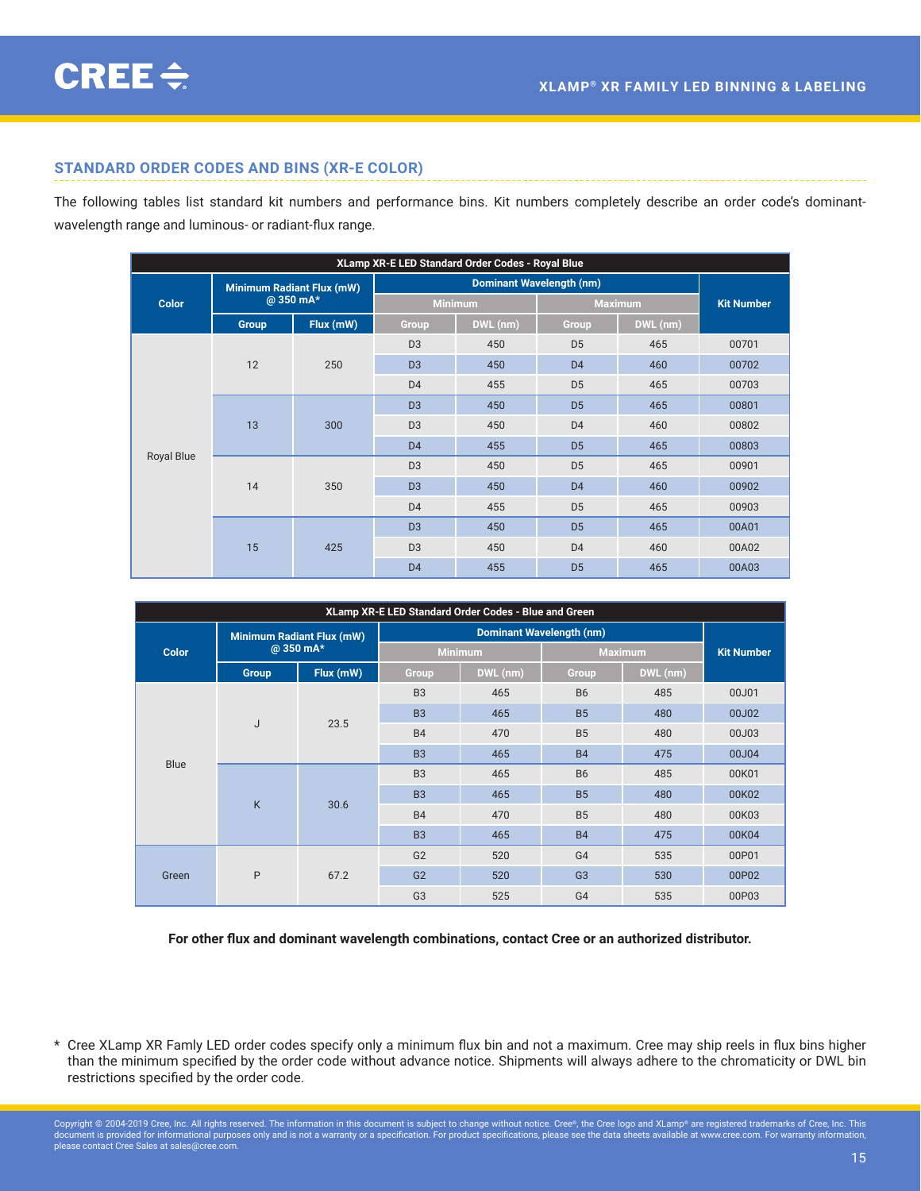## STANDARD ORDER CODES AND BINS (XR-E COLOR)

The following tables list standard kit numbers and performance bins. Kit numbers completely describe an order code's dominant-wavelength range and luminous- or radiant-flux range.

| XLamp XR-E LED Standard Order Codes - Royal Blue | | | | | | | |
|---|---|---|---|---|---|---|---|
| Color | Minimum Radiant Flux (mW) @ 350 mA* | | Dominant Wavelength (nm) | | | | Kit Number |
| | | | Minimum | | Maximum | | |
| | Group | Flux (mW) | Group | DWL (nm) | Group | DWL (nm) | |
| Royal Blue | 12 | 250 | D3 | 450 | D5 | 465 | 00701 |
| | | | D3 | 450 | D4 | 460 | 00702 |
| | | | D4 | 455 | D5 | 465 | 00703 |
| | 13 | 300 | D3 | 450 | D5 | 465 | 00801 |
| | | | D3 | 450 | D4 | 460 | 00802 |
| | | | D4 | 455 | D5 | 465 | 00803 |
| | 14 | 350 | D3 | 450 | D5 | 465 | 00901 |
| | | | D3 | 450 | D4 | 460 | 00902 |
| | | | D4 | 455 | D5 | 465 | 00903 |
| | 15 | 425 | D3 | 450 | D5 | 465 | 00A01 |
| | | | D3 | 450 | D4 | 460 | 00A02 |
| | | | D4 | 455 | D5 | 465 | 00A03 |

| XLamp XR-E LED Standard Order Codes - Blue and Green | | | | | | | |
|---|---|---|---|---|---|---|---|
| Color | Minimum Radiant Flux (mW) @ 350 mA* | | Dominant Wavelength (nm) | | | | Kit Number |
| | | | Minimum | | Maximum | | |
| | Group | Flux (mW) | Group | DWL (nm) | Group | DWL (nm) | |
| Blue | J | 23.5 | B3 | 465 | B6 | 485 | 00J01 |
| | | | B3 | 465 | B5 | 480 | 00J02 |
| | | | B4 | 470 | B5 | 480 | 00J03 |
| | | | B3 | 465 | B4 | 475 | 00J04 |
| | K | 30.6 | B3 | 465 | B6 | 485 | 00K01 |
| | | | B3 | 465 | B5 | 480 | 00K02 |
| | | | B4 | 470 | B5 | 480 | 00K03 |
| | | | B3 | 465 | B4 | 475 | 00K04 |
| Green | P | 67.2 | G2 | 520 | G4 | 535 | 00P01 |
| | | | G2 | 520 | G3 | 530 | 00P02 |
| | | | G3 | 525 | G4 | 535 | 00P03 |

**For other flux and dominant wavelength combinations, contact Cree or an authorized distributor.**

\* Cree XLamp XR Famly LED order codes specify only a minimum flux bin and not a maximum. Cree may ship reels in flux bins higher than the minimum specified by the order code without advance notice. Shipments will always adhere to the chromaticity or DWL bin restrictions specified by the order code.

Copyright © 2004-2019 Cree, Inc. All rights reserved. The information in this document is subject to change without notice. Cree®, the Cree logo and XLamp® are registered trademarks of Cree, Inc. This document is provided for informational purposes only and is not a warranty or a specification. For product specifications, please see the data sheets available at www.cree.com. For warranty information, please contact Cree Sales at sales@cree.com.